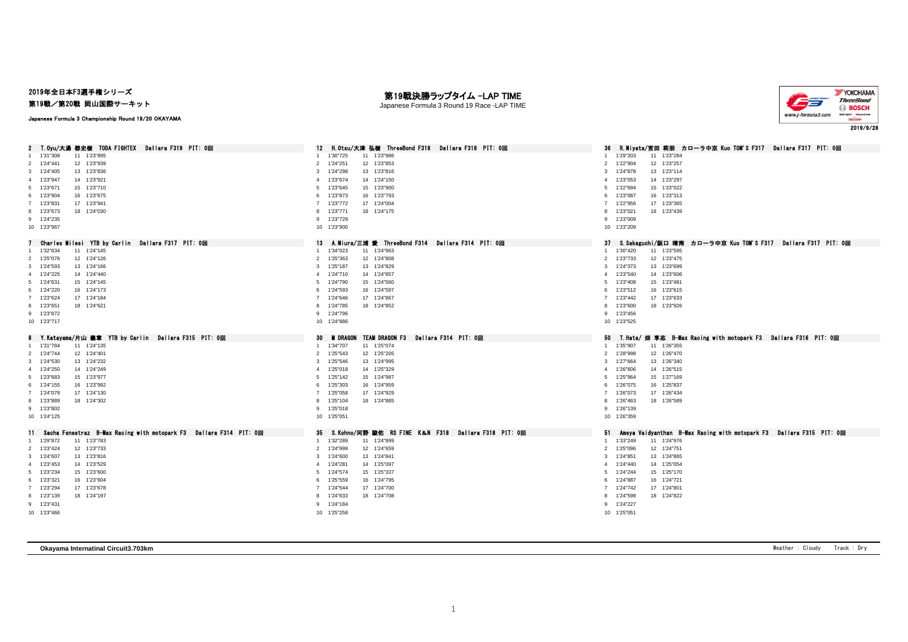2019年全日本F3選手権シリーズ

第19戦／第20戦 岡山国際サーキット

Japanese Formula 3 Championship Round 19/20 OKAYAMA

# 第19戦決勝ラップタイム -LAP TIME

Japanese Formula 3 Round 19 Race -LAP TIME

2019/9/28

### 2 T.Oyu/大湯 都史樹 TODA FIGHTEX Dallara F319 PIT: 0回

| Lap | Time | Lap | Time |
|---|---|---|---|
| 1 | 1'31"308 | 11 | 1'23"895 |
| 2 | 1'24"441 | 12 | 1'23"939 |
| 3 | 1'24"405 | 13 | 1'23"836 |
| 4 | 1'23"947 | 14 | 1'23"921 |
| 5 | 1'23"671 | 15 | 1'23"710 |
| 6 | 1'23"904 | 16 | 1'23"675 |
| 7 | 1'23"831 | 17 | 1'23"941 |
| 8 | 1'23"673 | 18 | 1'24"030 |
| 9 | 1'24"235 | | |
| 10 | 1'23"967 | | |

### 7 Charles Milesi YTB by Carlin Dallara F317 PIT: 0回

| Lap | Time | Lap | Time |
|---|---|---|---|
| 1 | 1'32"634 | 11 | 1'24"145 |
| 2 | 1'25"076 | 12 | 1'24"126 |
| 3 | 1'24"593 | 13 | 1'24"166 |
| 4 | 1'24"225 | 14 | 1'24"440 |
| 5 | 1'24"631 | 15 | 1'24"145 |
| 6 | 1'24"220 | 16 | 1'24"173 |
| 7 | 1'23"624 | 17 | 1'24"184 |
| 8 | 1'23"651 | 18 | 1'24"621 |
| 9 | 1'23"872 | | |
| 10 | 1'23"717 | | |

### 8 Y.Katayama/片山 義章 YTB by Carlin Dallara F315 PIT: 0回

| Lap | Time | Lap | Time |
|---|---|---|---|
| 1 | 1'31"784 | 11 | 1'24"135 |
| 2 | 1'24"744 | 12 | 1'24"401 |
| 3 | 1'24"530 | 13 | 1'24"232 |
| 4 | 1'24"250 | 14 | 1'24"249 |
| 5 | 1'23"683 | 15 | 1'23"977 |
| 6 | 1'24"155 | 16 | 1'23"992 |
| 7 | 1'24"079 | 17 | 1'24"130 |
| 8 | 1'23"889 | 18 | 1'24"302 |
| 9 | 1'23"802 | | |
| 10 | 1'24"125 | | |

### 11 Sacha Fenestraz B-Max Racing with motopark F3 Dallara F314 PIT: 0回

| Lap | Time | Lap | Time |
|---|---|---|---|
| 1 | 1'29"872 | 11 | 1'23"783 |
| 2 | 1'23"424 | 12 | 1'23"733 |
| 3 | 1'24"607 | 13 | 1'23"816 |
| 4 | 1'23"453 | 14 | 1'23"529 |
| 5 | 1'23"234 | 15 | 1'23"600 |
| 6 | 1'23"321 | 16 | 1'23"604 |
| 7 | 1'23"294 | 17 | 1'23"678 |
| 8 | 1'23"139 | 18 | 1'24"197 |
| 9 | 1'23"431 | | |
| 10 | 1'23"466 | | |

### 12 H.Otsu/大津 弘樹 ThreeBond F318 Dallara F318 PIT: 0回

| Lap | Time | Lap | Time |
|---|---|---|---|
| 1 | 1'30"725 | 11 | 1'23"986 |
| 2 | 1'24"251 | 12 | 1'23"853 |
| 3 | 1'24"298 | 13 | 1'23"816 |
| 4 | 1'23"674 | 14 | 1'24"150 |
| 5 | 1'23"645 | 15 | 1'23"900 |
| 6 | 1'23"873 | 16 | 1'23"793 |
| 7 | 1'23"772 | 17 | 1'24"004 |
| 8 | 1'23"771 | 18 | 1'24"175 |
| 9 | 1'23"729 | | |
| 10 | 1'23"900 | | |

### 13 A.Miura/三浦 愛 ThreeBond F314 Dallara F314 PIT: 0回

| Lap | Time | Lap | Time |
|---|---|---|---|
| 1 | 1'34"023 | 11 | 1'24"963 |
| 2 | 1'25"363 | 12 | 1'24"808 |
| 3 | 1'25"187 | 13 | 1'24"829 |
| 4 | 1'24"710 | 14 | 1'24"857 |
| 5 | 1'24"790 | 15 | 1'24"560 |
| 6 | 1'24"593 | 16 | 1'24"597 |
| 7 | 1'24"646 | 17 | 1'24"867 |
| 8 | 1'24"785 | 18 | 1'24"852 |
| 9 | 1'24"796 | | |
| 10 | 1'24"886 | | |

### 30 M DRAGON TEAM DRAGON F3 Dallara F314 PIT: 0回

| Lap | Time | Lap | Time |
|---|---|---|---|
| 1 | 1'34"707 | 11 | 1'25"074 |
| 2 | 1'25"543 | 12 | 1'25"205 |
| 3 | 1'25"546 | 13 | 1'24"995 |
| 4 | 1'25"018 | 14 | 1'25"329 |
| 5 | 1'25"142 | 15 | 1'24"987 |
| 6 | 1'25"303 | 16 | 1'24"959 |
| 7 | 1'25"058 | 17 | 1'24"929 |
| 8 | 1'25"104 | 18 | 1'24"885 |
| 9 | 1'25"018 | | |
| 10 | 1'25"051 | | |

### 35 S.Kohno/河野 駿佑 RS FINE K&N F318 Dallara F318 PIT: 0回

| Lap | Time | Lap | Time |
|---|---|---|---|
| 1 | 1'32"289 | 11 | 1'24"899 |
| 2 | 1'24"999 | 12 | 1'24"659 |
| 3 | 1'24"600 | 13 | 1'24"841 |
| 4 | 1'24"281 | 14 | 1'25"097 |
| 5 | 1'24"574 | 15 | 1'25"337 |
| 6 | 1'25"559 | 16 | 1'24"795 |
| 7 | 1'24"544 | 17 | 1'24"700 |
| 8 | 1'24"633 | 18 | 1'24"708 |
| 9 | 1'24"184 | | |
| 10 | 1'25"258 | | |

### 36 R.Miyata/宮田 莉朋 カローラ中京 Kuo TOM'S F317 Dallara F317 PIT: 0回

| Lap | Time | Lap | Time |
|---|---|---|---|
| 1 | 1'29"203 | 11 | 1'23"284 |
| 2 | 1'22"904 | 12 | 1'23"257 |
| 3 | 1'24"878 | 13 | 1'23"114 |
| 4 | 1'23"053 | 14 | 1'23"297 |
| 5 | 1'22"694 | 15 | 1'23"022 |
| 6 | 1'23"087 | 16 | 1'23"313 |
| 7 | 1'22"956 | 17 | 1'23"365 |
| 8 | 1'23"021 | 18 | 1'23"439 |
| 9 | 1'23"009 | | |
| 10 | 1'23"209 | | |

### 37 S.Sakaguchi/阪口 晴南 カローラ中京 Kuo TOM'S F317 Dallara F317 PIT: 0回

| Lap | Time | Lap | Time |
|---|---|---|---|
| 1 | 1'30"420 | 11 | 1'23"595 |
| 2 | 1'23"733 | 12 | 1'23"475 |
| 3 | 1'24"373 | 13 | 1'23"699 |
| 4 | 1'23"540 | 14 | 1'23"606 |
| 5 | 1'23"408 | 15 | 1'23"481 |
| 6 | 1'23"512 | 16 | 1'23"615 |
| 7 | 1'23"442 | 17 | 1'23"633 |
| 8 | 1'23"600 | 18 | 1'23"926 |
| 9 | 1'23"456 | | |
| 10 | 1'23"525 | | |

### 50 T.Hata/ 畑 享志 B-Max Racing with motopark F3 Dallara F316 PIT: 0回

| Lap | Time | Lap | Time |
|---|---|---|---|
| 1 | 1'35"907 | 11 | 1'26"355 |
| 2 | 1'28"998 | 12 | 1'26"470 |
| 3 | 1'27"664 | 13 | 1'26"340 |
| 4 | 1'26"606 | 14 | 1'26"515 |
| 5 | 1'25"964 | 15 | 1'27"169 |
| 6 | 1'26"075 | 16 | 1'25"837 |
| 7 | 1'26"073 | 17 | 1'26"434 |
| 8 | 1'26"463 | 18 | 1'26"589 |
| 9 | 1'26"139 | | |
| 10 | 1'26"359 | | |

### 51 Ameya Vaidyanthan B-Max Racing with motopark F3 Dallara F315 PIT: 0回

| Lap | Time | Lap | Time |
|---|---|---|---|
| 1 | 1'33"249 | 11 | 1'24"976 |
| 2 | 1'25"096 | 12 | 1'24"751 |
| 3 | 1'24"851 | 13 | 1'24"865 |
| 4 | 1'24"440 | 14 | 1'25"054 |
| 5 | 1'24"244 | 15 | 1'25"170 |
| 6 | 1'24"887 | 16 | 1'24"721 |
| 7 | 1'24"742 | 17 | 1'24"801 |
| 8 | 1'24"598 | 18 | 1'24"822 |
| 9 | 1'24"227 | | |
| 10 | 1'25"051 | | |

**Okayama Internatinal Circuit3.703km**

Weather : Cloudy　Track : Dry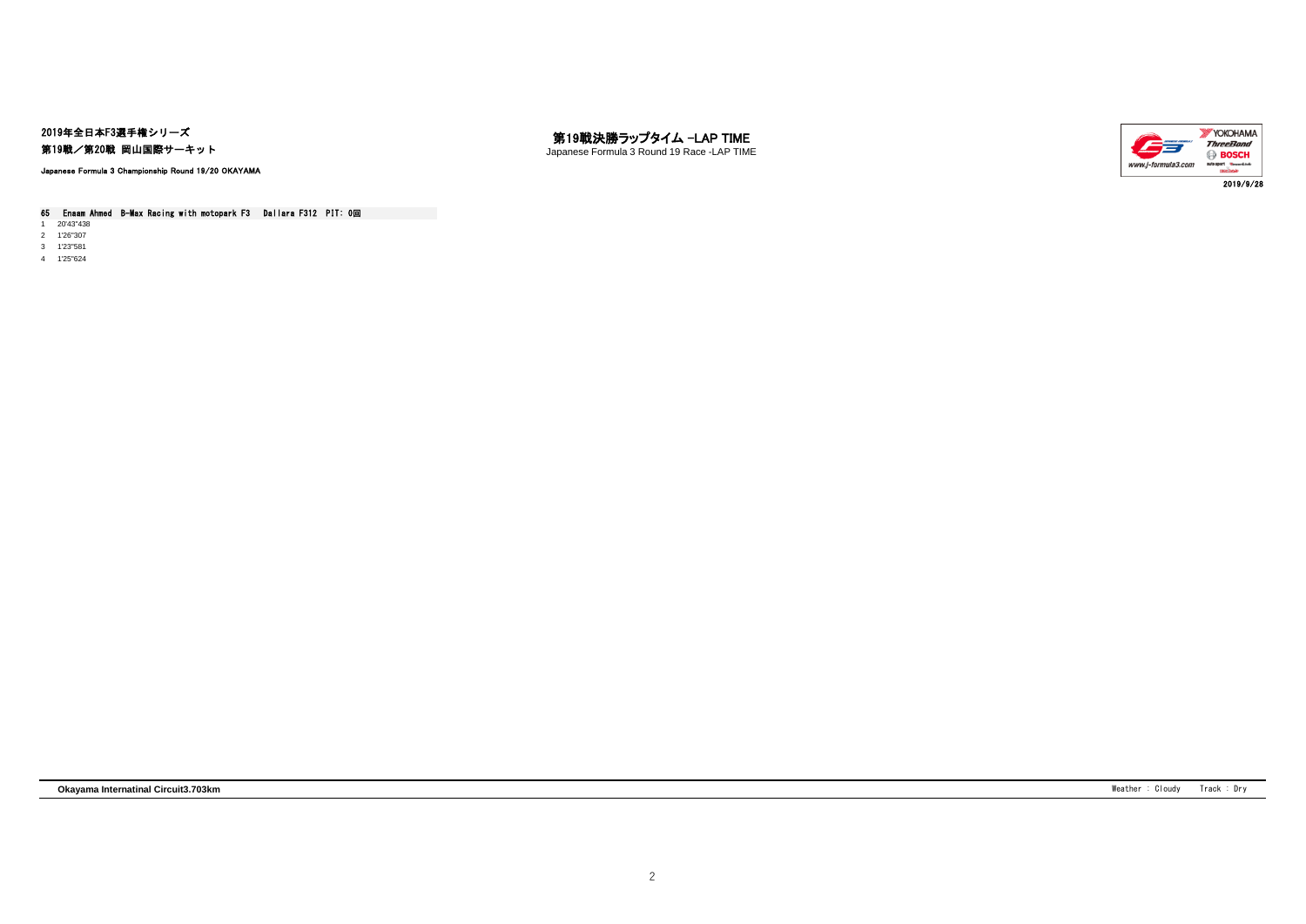2019年全日本F3選手権シリーズ

第19戦／第20戦 岡山国際サーキット

Japanese Formula 3 Championship Round 19/20 OKAYAMA

# 第19戦決勝ラップタイム -LAP TIME

Japanese Formula 3 Round 19 Race -LAP TIME

2019/9/28

**65 Enaam Ahmed B-Max Racing with motopark F3 Dallara F312 PIT: 0回**

| | |
|---|---|
| 1 | 20'43"438 |
| 2 | 1'26"307 |
| 3 | 1'23"581 |
| 4 | 1'25"624 |

**Okayama Internatinal Circuit3.703km**

Weather : Cloudy Track : Dry